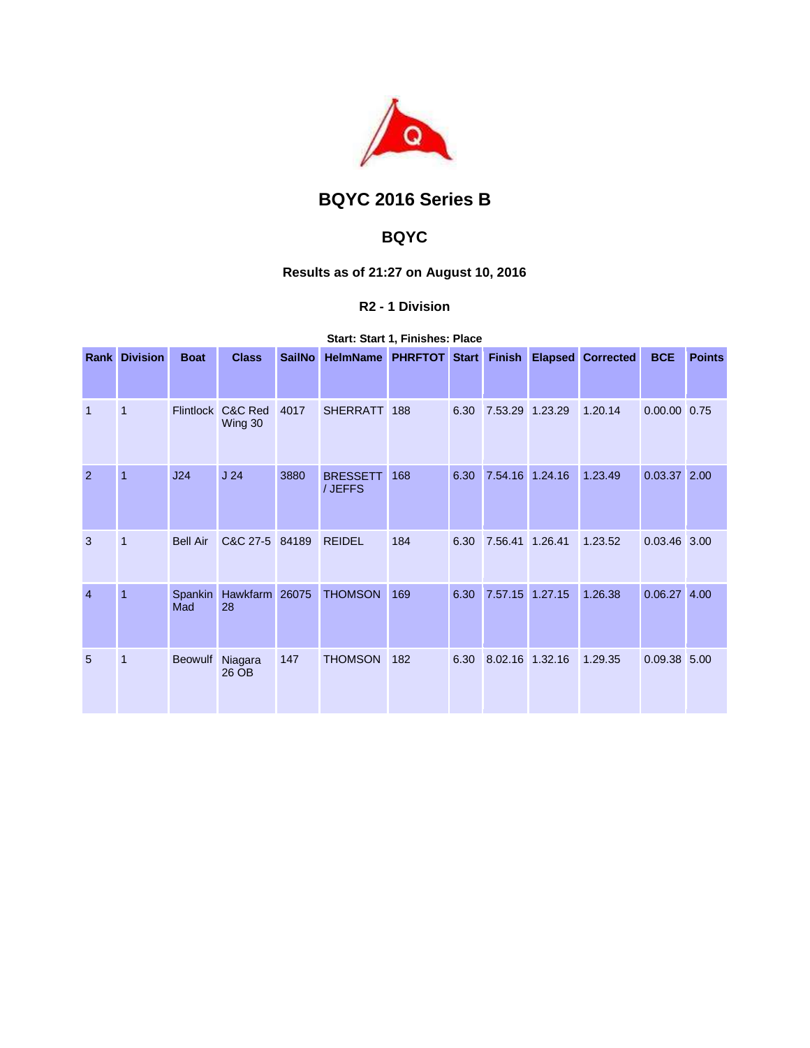# BQYC 2016 Series B

## BQYC

### Results as of 21:27 on August 10, 2016

#### R2 - 1 Division

**Start: Start 1, Finishes: Place**

| Rank | Division | Boat | Class | SailNo | HelmName | PHRFTOT | Start | Finish | Elapsed | Corrected | BCE | Points |
|---|---|---|---|---|---|---|---|---|---|---|---|---|
| 1 | 1 | Flintlock | C&C Red Wing 30 | 4017 | SHERRATT | 188 | 6.30 | 7.53.29 | 1.23.29 | 1.20.14 | 0.00.00 | 0.75 |
| 2 | 1 | J24 | J 24 | 3880 | BRESSETT / JEFFS | 168 | 6.30 | 7.54.16 | 1.24.16 | 1.23.49 | 0.03.37 | 2.00 |
| 3 | 1 | Bell Air | C&C 27-5 | 84189 | REIDEL | 184 | 6.30 | 7.56.41 | 1.26.41 | 1.23.52 | 0.03.46 | 3.00 |
| 4 | 1 | Spankin Mad | Hawkfarm 28 | 26075 | THOMSON | 169 | 6.30 | 7.57.15 | 1.27.15 | 1.26.38 | 0.06.27 | 4.00 |
| 5 | 1 | Beowulf | Niagara 26 OB | 147 | THOMSON | 182 | 6.30 | 8.02.16 | 1.32.16 | 1.29.35 | 0.09.38 | 5.00 |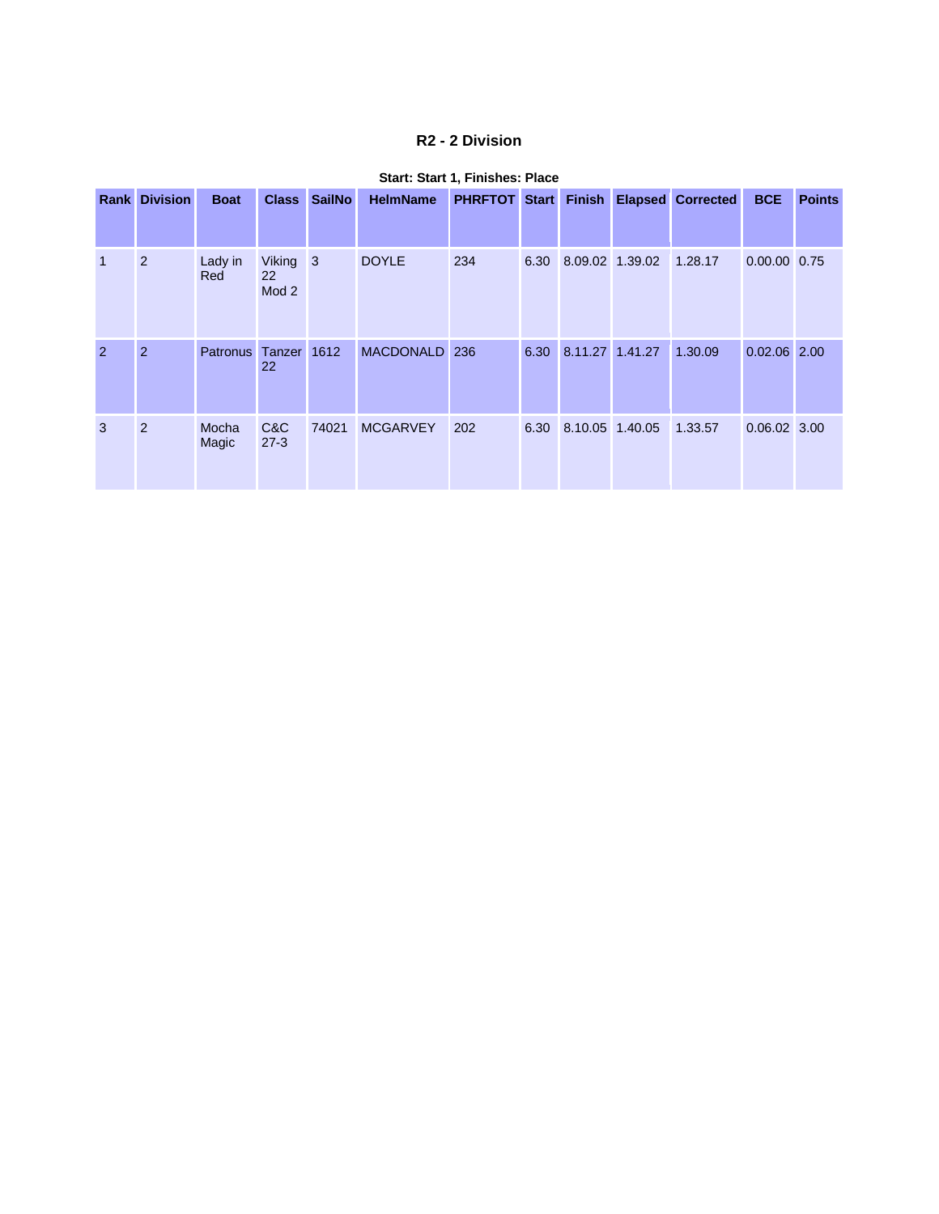## R2 - 2 Division

**Start: Start 1, Finishes: Place**

| Rank | Division | Boat | Class | SailNo | HelmName | PHRFTOT | Start | Finish | Elapsed | Corrected | BCE | Points |
|---|---|---|---|---|---|---|---|---|---|---|---|---|
| 1 | 2 | Lady in Red | Viking 22 Mod 2 | 3 | DOYLE | 234 | 6.30 | 8.09.02 | 1.39.02 | 1.28.17 | 0.00.00 | 0.75 |
| 2 | 2 | Patronus | Tanzer 22 | 1612 | MACDONALD | 236 | 6.30 | 8.11.27 | 1.41.27 | 1.30.09 | 0.02.06 | 2.00 |
| 3 | 2 | Mocha Magic | C&C 27-3 | 74021 | MCGARVEY | 202 | 6.30 | 8.10.05 | 1.40.05 | 1.33.57 | 0.06.02 | 3.00 |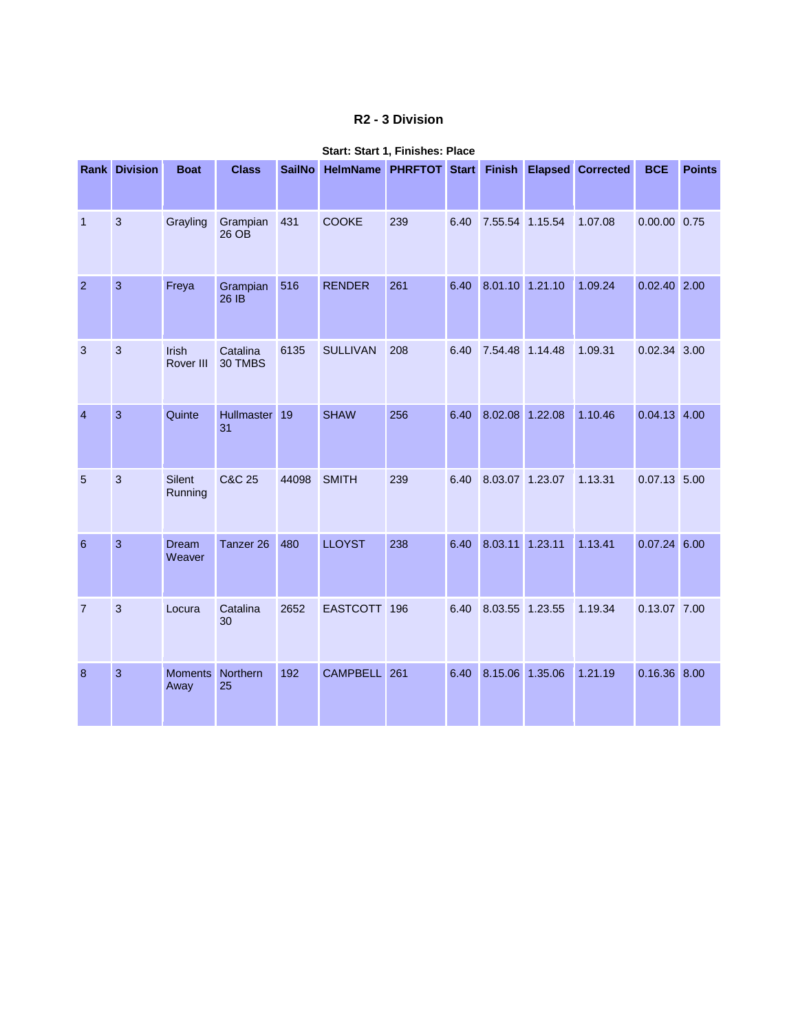## R2 - 3 Division

**Start: Start 1, Finishes: Place**

| Rank | Division | Boat | Class | SailNo | HelmName | PHRFTOT | Start | Finish | Elapsed | Corrected | BCE | Points |
|---|---|---|---|---|---|---|---|---|---|---|---|---|
| 1 | 3 | Grayling | Grampian 26 OB | 431 | COOKE | 239 | 6.40 | 7.55.54 | 1.15.54 | 1.07.08 | 0.00.00 | 0.75 |
| 2 | 3 | Freya | Grampian 26 IB | 516 | RENDER | 261 | 6.40 | 8.01.10 | 1.21.10 | 1.09.24 | 0.02.40 | 2.00 |
| 3 | 3 | Irish Rover III | Catalina 30 TMBS | 6135 | SULLIVAN | 208 | 6.40 | 7.54.48 | 1.14.48 | 1.09.31 | 0.02.34 | 3.00 |
| 4 | 3 | Quinte | Hullmaster 31 | 19 | SHAW | 256 | 6.40 | 8.02.08 | 1.22.08 | 1.10.46 | 0.04.13 | 4.00 |
| 5 | 3 | Silent Running | C&C 25 | 44098 | SMITH | 239 | 6.40 | 8.03.07 | 1.23.07 | 1.13.31 | 0.07.13 | 5.00 |
| 6 | 3 | Dream Weaver | Tanzer 26 | 480 | LLOYST | 238 | 6.40 | 8.03.11 | 1.23.11 | 1.13.41 | 0.07.24 | 6.00 |
| 7 | 3 | Locura | Catalina 30 | 2652 | EASTCOTT | 196 | 6.40 | 8.03.55 | 1.23.55 | 1.19.34 | 0.13.07 | 7.00 |
| 8 | 3 | Moments Away | Northern 25 | 192 | CAMPBELL | 261 | 6.40 | 8.15.06 | 1.35.06 | 1.21.19 | 0.16.36 | 8.00 |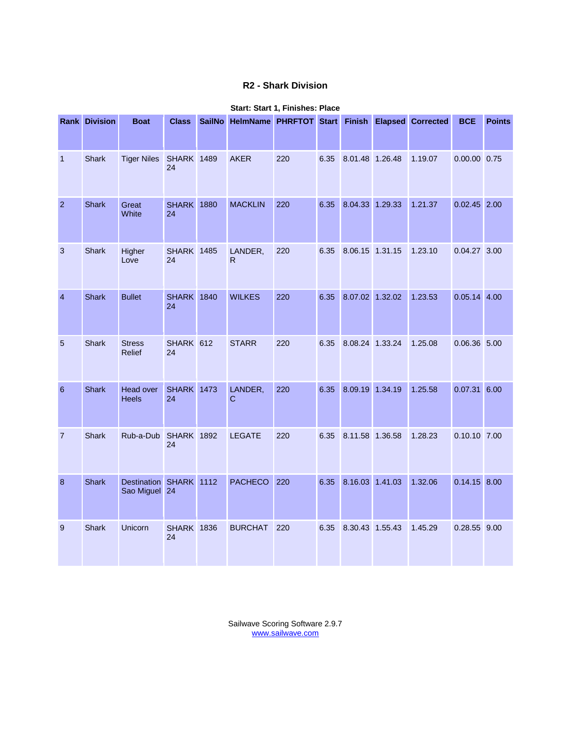### R2 - Shark Division

**Start: Start 1, Finishes: Place**

| Rank | Division | Boat | Class | SailNo | HelmName | PHRFTOT | Start | Finish | Elapsed | Corrected | BCE | Points |
|---|---|---|---|---|---|---|---|---|---|---|---|---|
| 1 | Shark | Tiger Niles | SHARK 24 | 1489 | AKER | 220 | 6.35 | 8.01.48 | 1.26.48 | 1.19.07 | 0.00.00 | 0.75 |
| 2 | Shark | Great White | SHARK 24 | 1880 | MACKLIN | 220 | 6.35 | 8.04.33 | 1.29.33 | 1.21.37 | 0.02.45 | 2.00 |
| 3 | Shark | Higher Love | SHARK 24 | 1485 | LANDER, R | 220 | 6.35 | 8.06.15 | 1.31.15 | 1.23.10 | 0.04.27 | 3.00 |
| 4 | Shark | Bullet | SHARK 24 | 1840 | WILKES | 220 | 6.35 | 8.07.02 | 1.32.02 | 1.23.53 | 0.05.14 | 4.00 |
| 5 | Shark | Stress Relief | SHARK 24 | 612 | STARR | 220 | 6.35 | 8.08.24 | 1.33.24 | 1.25.08 | 0.06.36 | 5.00 |
| 6 | Shark | Head over Heels | SHARK 24 | 1473 | LANDER, C | 220 | 6.35 | 8.09.19 | 1.34.19 | 1.25.58 | 0.07.31 | 6.00 |
| 7 | Shark | Rub-a-Dub | SHARK 24 | 1892 | LEGATE | 220 | 6.35 | 8.11.58 | 1.36.58 | 1.28.23 | 0.10.10 | 7.00 |
| 8 | Shark | Destination Sao Miguel | SHARK 24 | 1112 | PACHECO | 220 | 6.35 | 8.16.03 | 1.41.03 | 1.32.06 | 0.14.15 | 8.00 |
| 9 | Shark | Unicorn | SHARK 24 | 1836 | BURCHAT | 220 | 6.35 | 8.30.43 | 1.55.43 | 1.45.29 | 0.28.55 | 9.00 |

Sailwave Scoring Software 2.9.7
www.sailwave.com